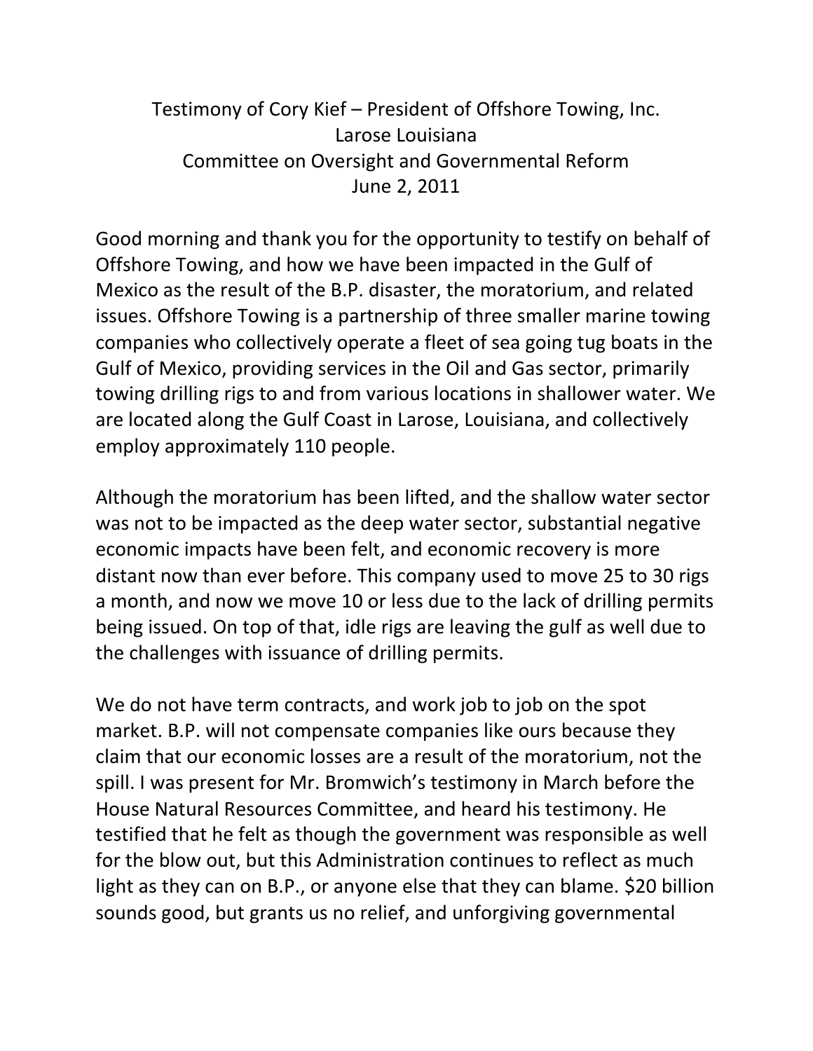Testimony of Cory Kief – President of Offshore Towing, Inc.
Larose Louisiana
Committee on Oversight and Governmental Reform
June 2, 2011

Good morning and thank you for the opportunity to testify on behalf of Offshore Towing, and how we have been impacted in the Gulf of Mexico as the result of the B.P. disaster, the moratorium, and related issues. Offshore Towing is a partnership of three smaller marine towing companies who collectively operate a fleet of sea going tug boats in the Gulf of Mexico, providing services in the Oil and Gas sector, primarily towing drilling rigs to and from various locations in shallower water. We are located along the Gulf Coast in Larose, Louisiana, and collectively employ approximately 110 people.

Although the moratorium has been lifted, and the shallow water sector was not to be impacted as the deep water sector, substantial negative economic impacts have been felt, and economic recovery is more distant now than ever before. This company used to move 25 to 30 rigs a month, and now we move 10 or less due to the lack of drilling permits being issued. On top of that, idle rigs are leaving the gulf as well due to the challenges with issuance of drilling permits.

We do not have term contracts, and work job to job on the spot market. B.P. will not compensate companies like ours because they claim that our economic losses are a result of the moratorium, not the spill. I was present for Mr. Bromwich's testimony in March before the House Natural Resources Committee, and heard his testimony. He testified that he felt as though the government was responsible as well for the blow out, but this Administration continues to reflect as much light as they can on B.P., or anyone else that they can blame. $20 billion sounds good, but grants us no relief, and unforgiving governmental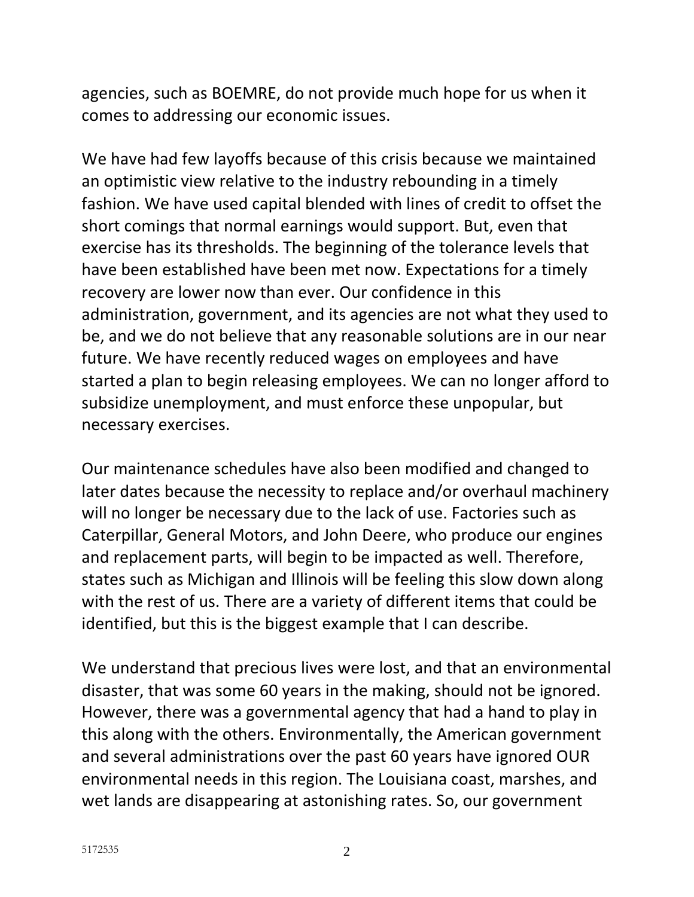agencies, such as BOEMRE, do not provide much hope for us when it comes to addressing our economic issues.

We have had few layoffs because of this crisis because we maintained an optimistic view relative to the industry rebounding in a timely fashion. We have used capital blended with lines of credit to offset the short comings that normal earnings would support. But, even that exercise has its thresholds. The beginning of the tolerance levels that have been established have been met now. Expectations for a timely recovery are lower now than ever. Our confidence in this administration, government, and its agencies are not what they used to be, and we do not believe that any reasonable solutions are in our near future. We have recently reduced wages on employees and have started a plan to begin releasing employees. We can no longer afford to subsidize unemployment, and must enforce these unpopular, but necessary exercises.

Our maintenance schedules have also been modified and changed to later dates because the necessity to replace and/or overhaul machinery will no longer be necessary due to the lack of use. Factories such as Caterpillar, General Motors, and John Deere, who produce our engines and replacement parts, will begin to be impacted as well. Therefore, states such as Michigan and Illinois will be feeling this slow down along with the rest of us. There are a variety of different items that could be identified, but this is the biggest example that I can describe.

We understand that precious lives were lost, and that an environmental disaster, that was some 60 years in the making, should not be ignored. However, there was a governmental agency that had a hand to play in this along with the others. Environmentally, the American government and several administrations over the past 60 years have ignored OUR environmental needs in this region. The Louisiana coast, marshes, and wet lands are disappearing at astonishing rates. So, our government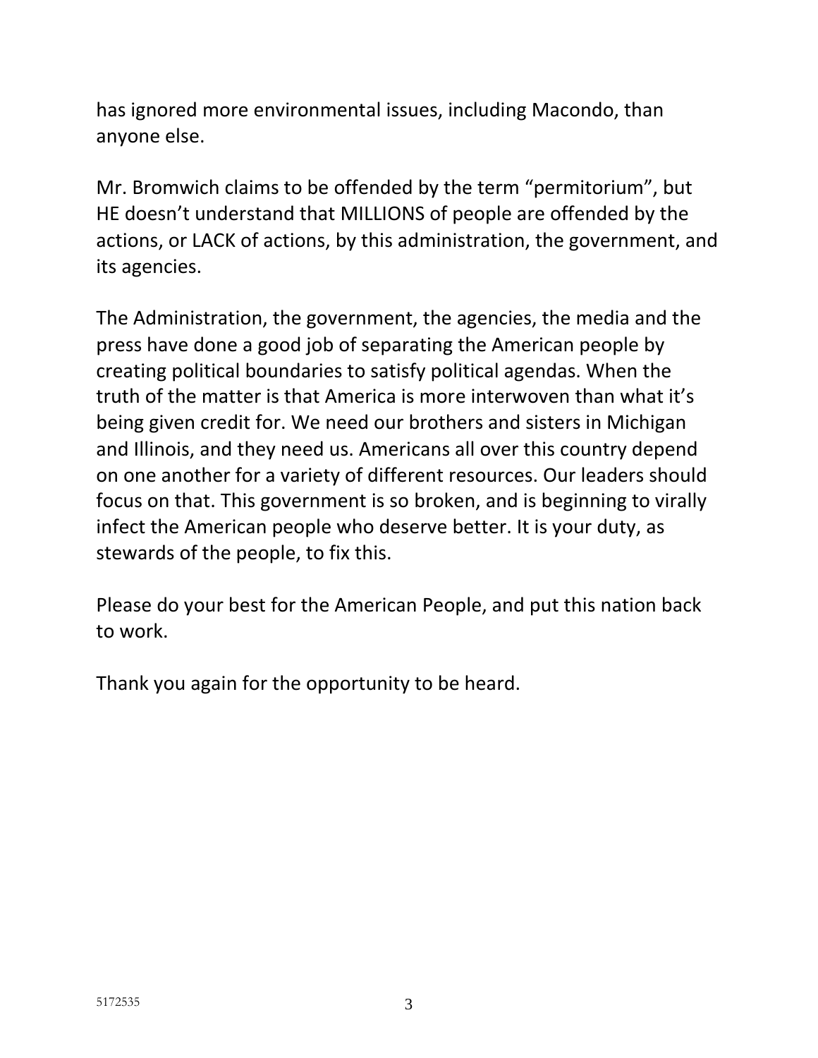has ignored more environmental issues, including Macondo, than anyone else.

Mr. Bromwich claims to be offended by the term “permitorium”, but HE doesn’t understand that MILLIONS of people are offended by the actions, or LACK of actions, by this administration, the government, and its agencies.

The Administration, the government, the agencies, the media and the press have done a good job of separating the American people by creating political boundaries to satisfy political agendas. When the truth of the matter is that America is more interwoven than what it’s being given credit for. We need our brothers and sisters in Michigan and Illinois, and they need us. Americans all over this country depend on one another for a variety of different resources. Our leaders should focus on that. This government is so broken, and is beginning to virally infect the American people who deserve better. It is your duty, as stewards of the people, to fix this.

Please do your best for the American People, and put this nation back to work.

Thank you again for the opportunity to be heard.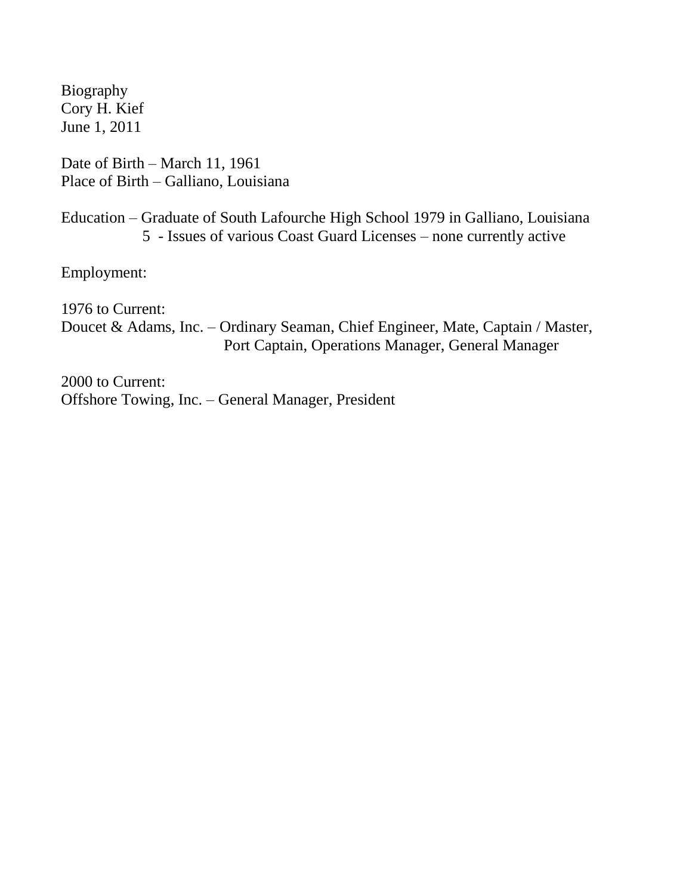Biography
Cory H. Kief
June 1, 2011

Date of Birth – March 11, 1961
Place of Birth – Galliano, Louisiana

Education – Graduate of South Lafourche High School 1979 in Galliano, Louisiana
5 - Issues of various Coast Guard Licenses – none currently active

Employment:

1976 to Current:
Doucet & Adams, Inc. – Ordinary Seaman, Chief Engineer, Mate, Captain / Master, Port Captain, Operations Manager, General Manager

2000 to Current:
Offshore Towing, Inc. – General Manager, President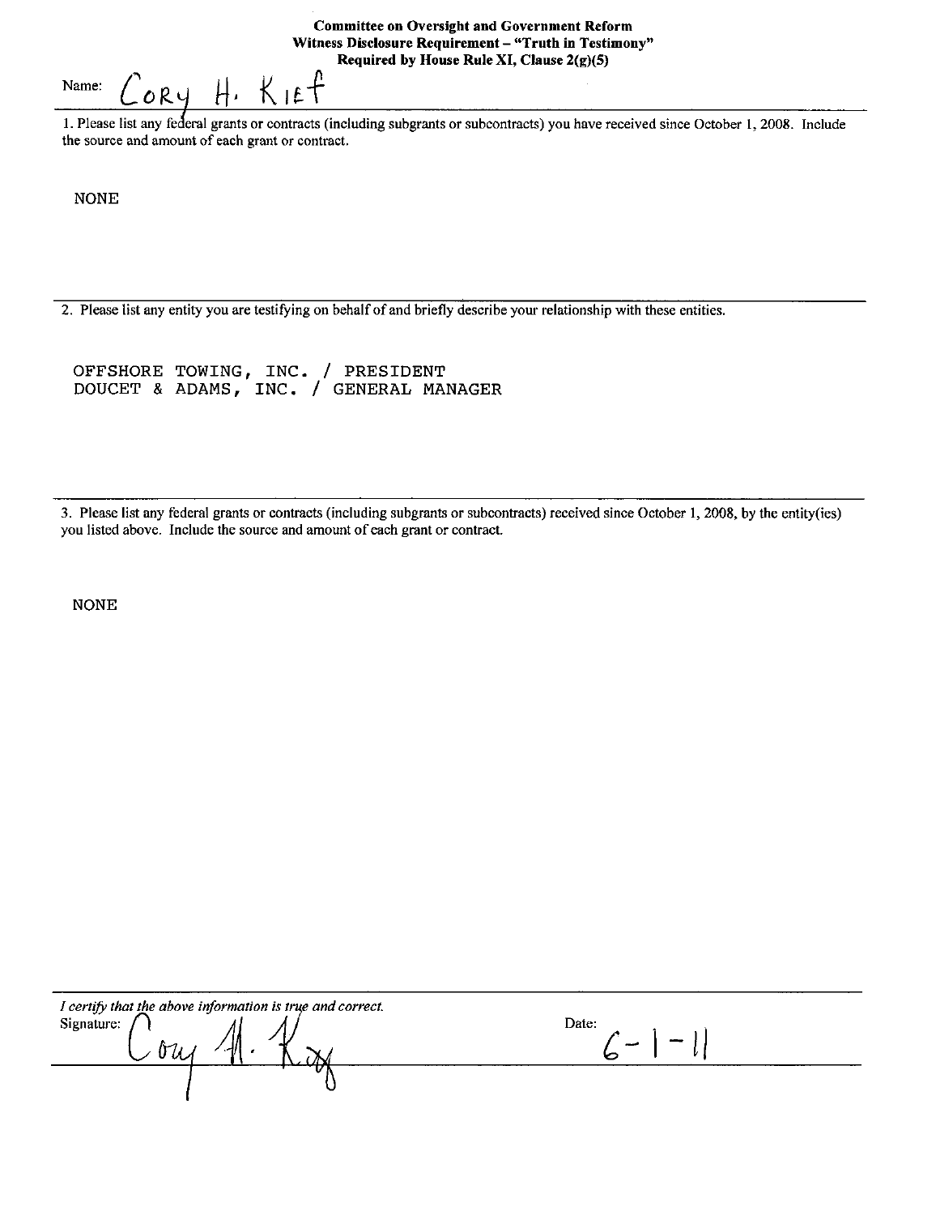**Committee on Oversight and Government Reform**
**Witness Disclosure Requirement – "Truth in Testimony"**
**Required by House Rule XI, Clause 2(g)(5)**

Name: Cory H. Kief

1. Please list any federal grants or contracts (including subgrants or subcontracts) you have received since October 1, 2008. Include the source and amount of each grant or contract.

NONE

2. Please list any entity you are testifying on behalf of and briefly describe your relationship with these entities.

OFFSHORE TOWING, INC. / PRESIDENT
DOUCET & ADAMS, INC. / GENERAL MANAGER

3. Please list any federal grants or contracts (including subgrants or subcontracts) received since October 1, 2008, by the entity(ies) you listed above. Include the source and amount of each grant or contract.

NONE

*I certify that the above information is true and correct.*

Signature: Cory H. Kief

Date: 6-1-11